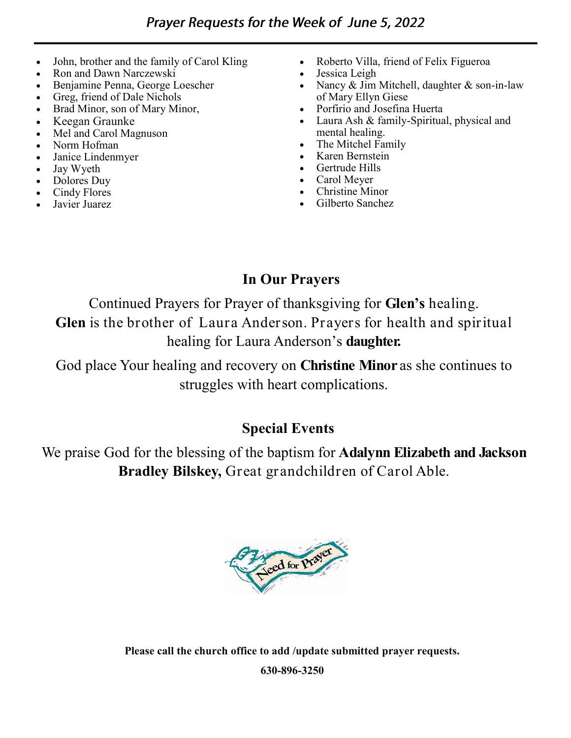## *Prayer Requests for the Week of June 5, 2022*

- John, brother and the family of Carol Kling
- Ron and Dawn Narczewski
- Benjamine Penna, George Loescher
- Greg, friend of Dale Nichols
- Brad Minor, son of Mary Minor,
- Keegan Graunke
- Mel and Carol Magnuson
- Norm Hofman
- Janice Lindenmyer
- Jay Wyeth
- Dolores Duy
- Cindy Flores
- Javier Juarez
- Roberto Villa, friend of Felix Figueroa
- Jessica Leigh
- Nancy & Jim Mitchell, daughter & son-in-law of Mary Ellyn Giese
- Porfirio and Josefina Huerta
- Laura Ash & family-Spiritual, physical and mental healing.
- The Mitchel Family
- Karen Bernstein
- Gertrude Hills
- Carol Meyer
- Christine Minor
- Gilberto Sanchez

### In Our Prayers

Continued Prayers for Prayer of thanksgiving for **Glen's** healing. **Glen** is the brother of Laura Anderson. Prayers for health and spiritual healing for Laura Anderson's **daughter.**

God place Your healing and recovery on **Christine Minor** as she continues to struggles with heart complications.

### Special Events

We praise God for the blessing of the baptism for **Adalynn Elizabeth and Jackson Bradley Bilskey,** Great grandchildren of Carol Able.

Need for Prayer

**Please call the church office to add /update submitted prayer requests.**

**630-896-3250**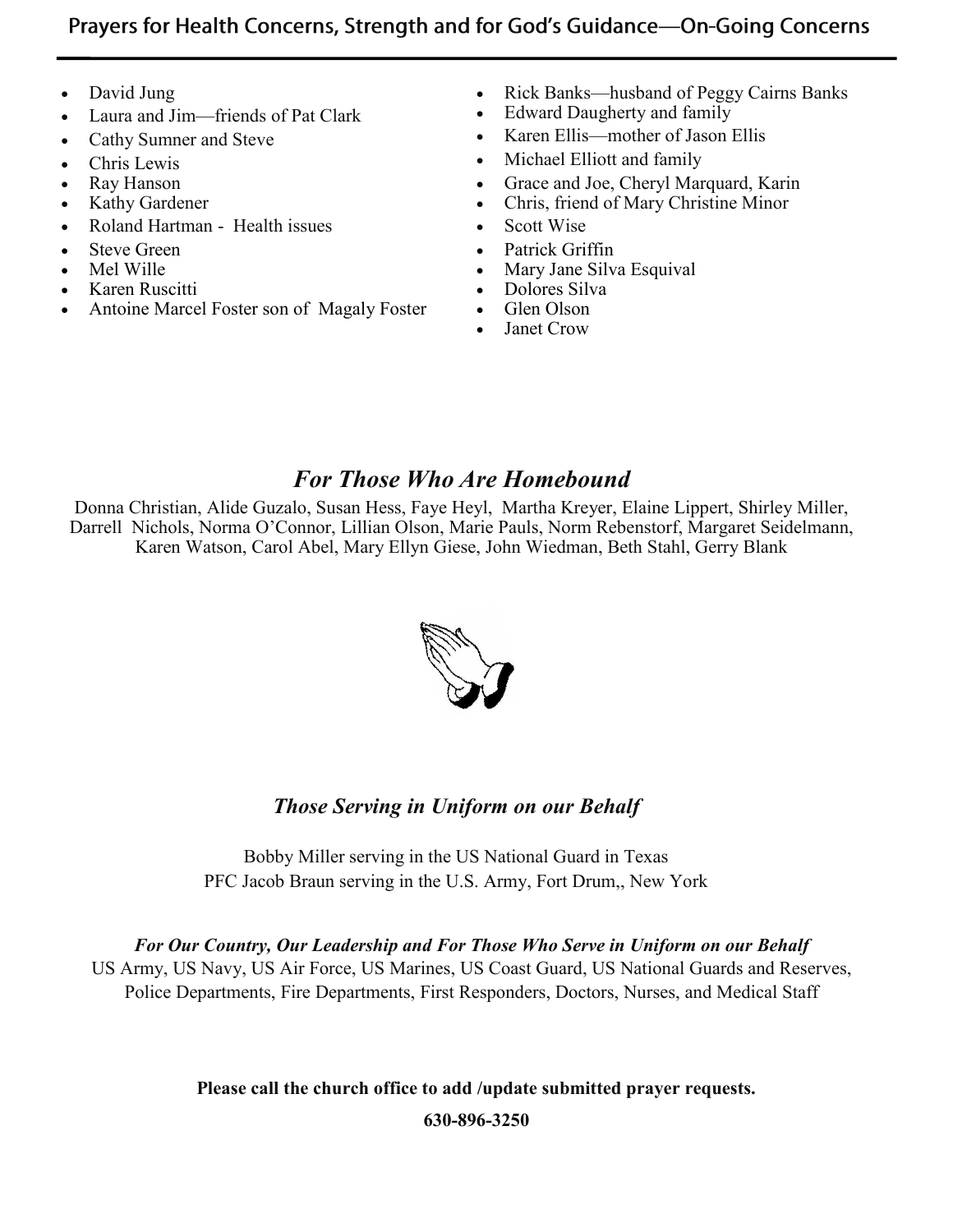## Prayers for Health Concerns, Strength and for God's Guidance—On-Going Concerns

- David Jung
- Laura and Jim—friends of Pat Clark
- Cathy Sumner and Steve
- Chris Lewis
- Ray Hanson
- Kathy Gardener
- Roland Hartman - Health issues
- Steve Green
- Mel Wille
- Karen Ruscitti
- Antoine Marcel Foster son of Magaly Foster
- Rick Banks—husband of Peggy Cairns Banks
- Edward Daugherty and family
- Karen Ellis—mother of Jason Ellis
- Michael Elliott and family
- Grace and Joe, Cheryl Marquard, Karin
- Chris, friend of Mary Christine Minor
- Scott Wise
- Patrick Griffin
- Mary Jane Silva Esquival
- Dolores Silva
- Glen Olson
- Janet Crow

## *For Those Who Are Homebound*

Donna Christian, Alide Guzalo, Susan Hess, Faye Heyl, Martha Kreyer, Elaine Lippert, Shirley Miller, Darrell Nichols, Norma O'Connor, Lillian Olson, Marie Pauls, Norm Rebenstorf, Margaret Seidelmann, Karen Watson, Carol Abel, Mary Ellyn Giese, John Wiedman, Beth Stahl, Gerry Blank

### *Those Serving in Uniform on our Behalf*

Bobby Miller serving in the US National Guard in Texas
PFC Jacob Braun serving in the U.S. Army, Fort Drum,, New York

***For Our Country, Our Leadership and For Those Who Serve in Uniform on our Behalf***

US Army, US Navy, US Air Force, US Marines, US Coast Guard, US National Guards and Reserves, Police Departments, Fire Departments, First Responders, Doctors, Nurses, and Medical Staff

**Please call the church office to add /update submitted prayer requests.**

**630-896-3250**